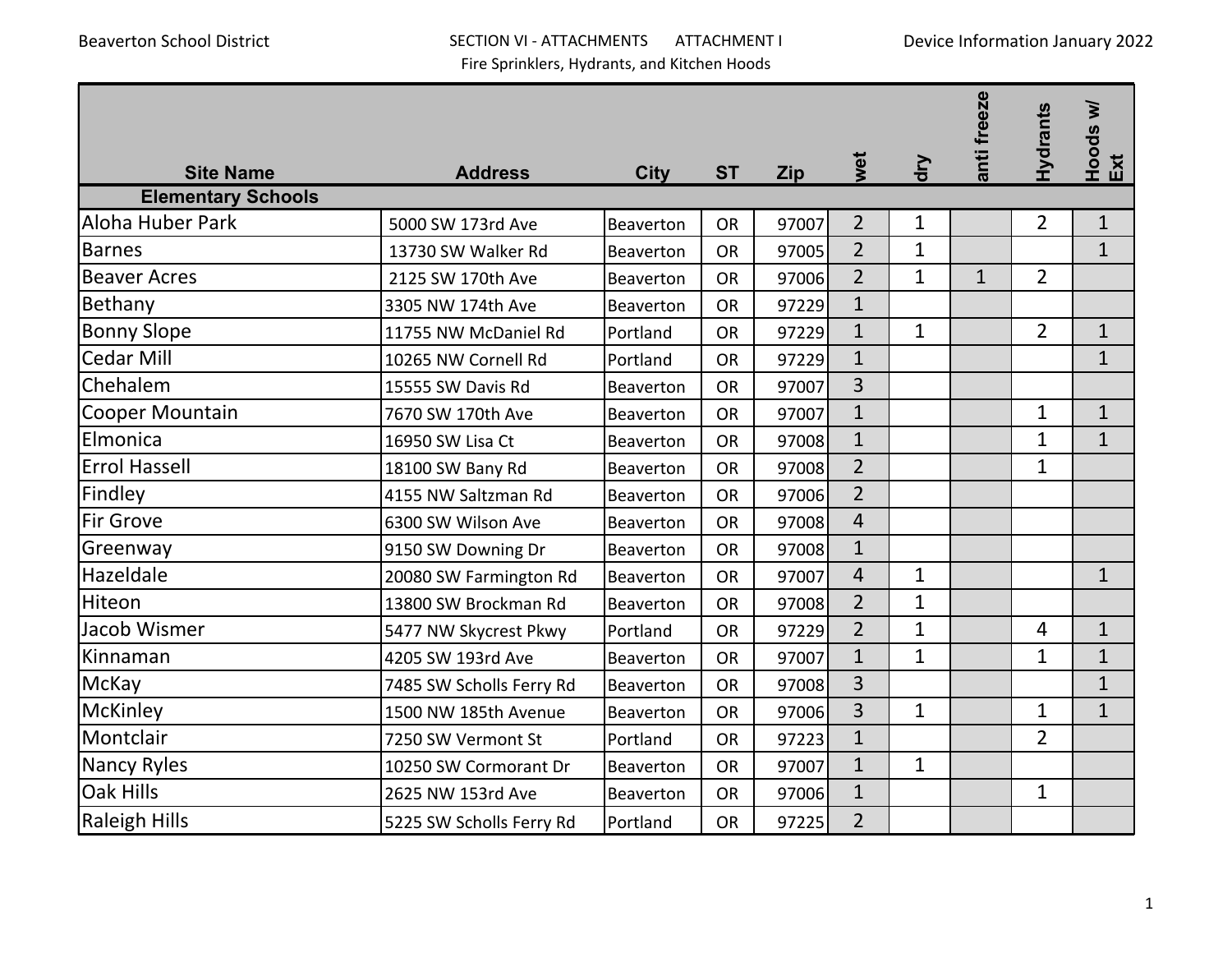Beaverton School District

SECTION VI - ATTACHMENTS ATTACHMENT I

Fire Sprinklers, Hydrants, and Kitchen Hoods

Device Information January 2022

| Site Name | Address | City | ST | Zip | wet | dry | anti freeze | Hydrants | Hoods w/ Ext |
|---|---|---|---|---|---|---|---|---|---|
| **Elementary Schools** | | | | | | | | | |
| Aloha Huber Park | 5000 SW 173rd Ave | Beaverton | OR | 97007 | 2 | 1 | | 2 | 1 |
| Barnes | 13730 SW Walker Rd | Beaverton | OR | 97005 | 2 | 1 | | | 1 |
| Beaver Acres | 2125 SW 170th Ave | Beaverton | OR | 97006 | 2 | 1 | 1 | 2 | |
| Bethany | 3305 NW 174th Ave | Beaverton | OR | 97229 | 1 | | | | |
| Bonny Slope | 11755 NW McDaniel Rd | Portland | OR | 97229 | 1 | 1 | | 2 | 1 |
| Cedar Mill | 10265 NW Cornell Rd | Portland | OR | 97229 | 1 | | | | 1 |
| Chehalem | 15555 SW Davis Rd | Beaverton | OR | 97007 | 3 | | | | |
| Cooper Mountain | 7670 SW 170th Ave | Beaverton | OR | 97007 | 1 | | | 1 | 1 |
| Elmonica | 16950 SW Lisa Ct | Beaverton | OR | 97008 | 1 | | | 1 | 1 |
| Errol Hassell | 18100 SW Bany Rd | Beaverton | OR | 97008 | 2 | | | 1 | |
| Findley | 4155 NW Saltzman Rd | Beaverton | OR | 97006 | 2 | | | | |
| Fir Grove | 6300 SW Wilson Ave | Beaverton | OR | 97008 | 4 | | | | |
| Greenway | 9150 SW Downing Dr | Beaverton | OR | 97008 | 1 | | | | |
| Hazeldale | 20080 SW Farmington Rd | Beaverton | OR | 97007 | 4 | 1 | | | 1 |
| Hiteon | 13800 SW Brockman Rd | Beaverton | OR | 97008 | 2 | 1 | | | |
| Jacob Wismer | 5477 NW Skycrest Pkwy | Portland | OR | 97229 | 2 | 1 | | 4 | 1 |
| Kinnaman | 4205 SW 193rd Ave | Beaverton | OR | 97007 | 1 | 1 | | 1 | 1 |
| McKay | 7485 SW Scholls Ferry Rd | Beaverton | OR | 97008 | 3 | | | | 1 |
| McKinley | 1500 NW 185th Avenue | Beaverton | OR | 97006 | 3 | 1 | | 1 | 1 |
| Montclair | 7250 SW Vermont St | Portland | OR | 97223 | 1 | | | 2 | |
| Nancy Ryles | 10250 SW Cormorant Dr | Beaverton | OR | 97007 | 1 | 1 | | | |
| Oak Hills | 2625 NW 153rd Ave | Beaverton | OR | 97006 | 1 | | | 1 | |
| Raleigh Hills | 5225 SW Scholls Ferry Rd | Portland | OR | 97225 | 2 | | | | |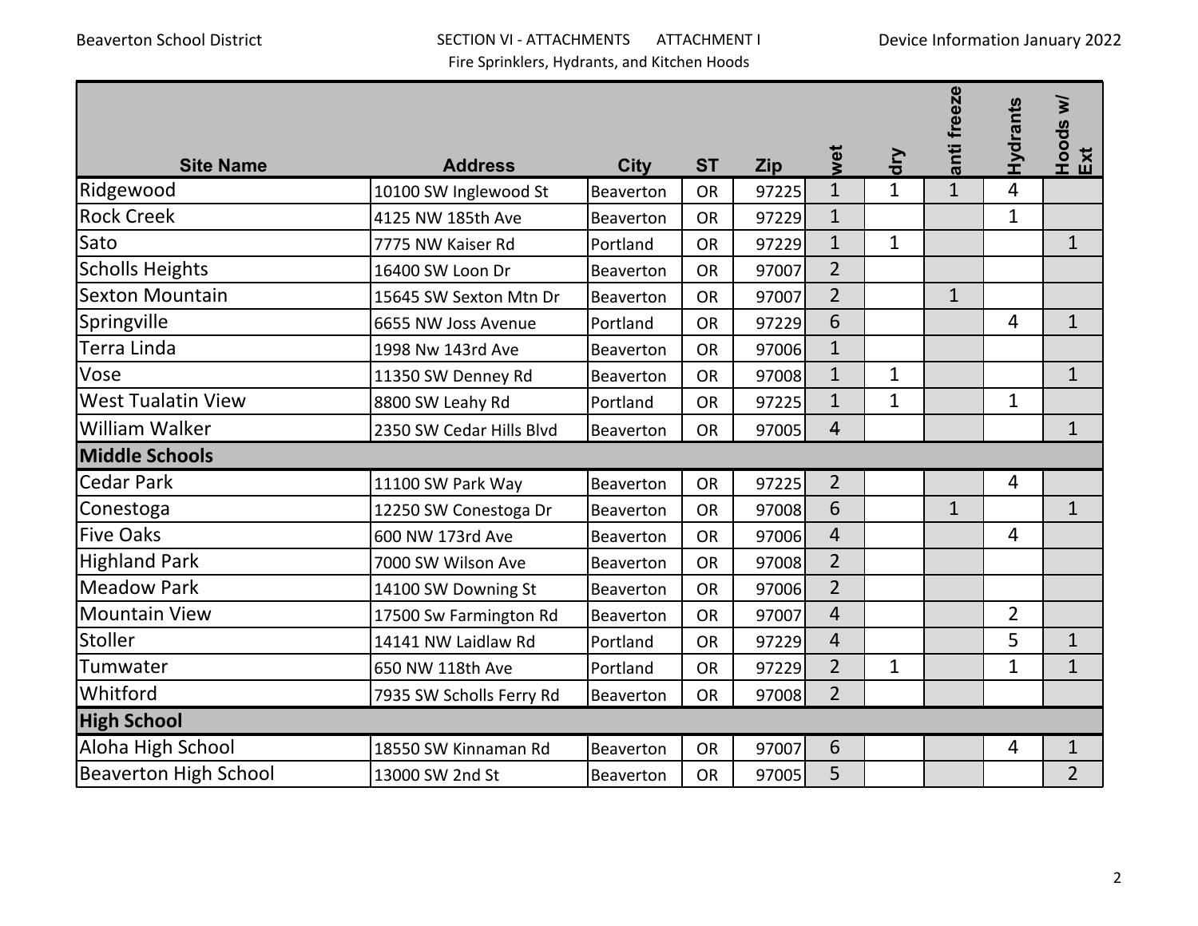Beaverton School District SECTION VI - ATTACHMENTS ATTACHMENT I
Fire Sprinklers, Hydrants, and Kitchen Hoods
Device Information January 2022

| Site Name | Address | City | ST | Zip | wet | dry | anti freeze | Hydrants | Hoods w/ Ext |
|---|---|---|---|---|---|---|---|---|---|
| Ridgewood | 10100 SW Inglewood St | Beaverton | OR | 97225 | 1 | 1 | 1 | 4 | |
| Rock Creek | 4125 NW 185th Ave | Beaverton | OR | 97229 | 1 | | | 1 | |
| Sato | 7775 NW Kaiser Rd | Portland | OR | 97229 | 1 | 1 | | | 1 |
| Scholls Heights | 16400 SW Loon Dr | Beaverton | OR | 97007 | 2 | | | | |
| Sexton Mountain | 15645 SW Sexton Mtn Dr | Beaverton | OR | 97007 | 2 | | 1 | | |
| Springville | 6655 NW Joss Avenue | Portland | OR | 97229 | 6 | | | 4 | 1 |
| Terra Linda | 1998 Nw 143rd Ave | Beaverton | OR | 97006 | 1 | | | | |
| Vose | 11350 SW Denney Rd | Beaverton | OR | 97008 | 1 | 1 | | | 1 |
| West Tualatin View | 8800 SW Leahy Rd | Portland | OR | 97225 | 1 | 1 | | 1 | |
| William Walker | 2350 SW Cedar Hills Blvd | Beaverton | OR | 97005 | 4 | | | | 1 |
| **Middle Schools** | | | | | | | | | |
| Cedar Park | 11100 SW Park Way | Beaverton | OR | 97225 | 2 | | | 4 | |
| Conestoga | 12250 SW Conestoga Dr | Beaverton | OR | 97008 | 6 | | 1 | | 1 |
| Five Oaks | 600 NW 173rd Ave | Beaverton | OR | 97006 | 4 | | | 4 | |
| Highland Park | 7000 SW Wilson Ave | Beaverton | OR | 97008 | 2 | | | | |
| Meadow Park | 14100 SW Downing St | Beaverton | OR | 97006 | 2 | | | | |
| Mountain View | 17500 Sw Farmington Rd | Beaverton | OR | 97007 | 4 | | | 2 | |
| Stoller | 14141 NW Laidlaw Rd | Portland | OR | 97229 | 4 | | | 5 | 1 |
| Tumwater | 650 NW 118th Ave | Portland | OR | 97229 | 2 | 1 | | 1 | 1 |
| Whitford | 7935 SW Scholls Ferry Rd | Beaverton | OR | 97008 | 2 | | | | |
| **High School** | | | | | | | | | |
| Aloha High School | 18550 SW Kinnaman Rd | Beaverton | OR | 97007 | 6 | | | 4 | 1 |
| Beaverton High School | 13000 SW 2nd St | Beaverton | OR | 97005 | 5 | | | | 2 |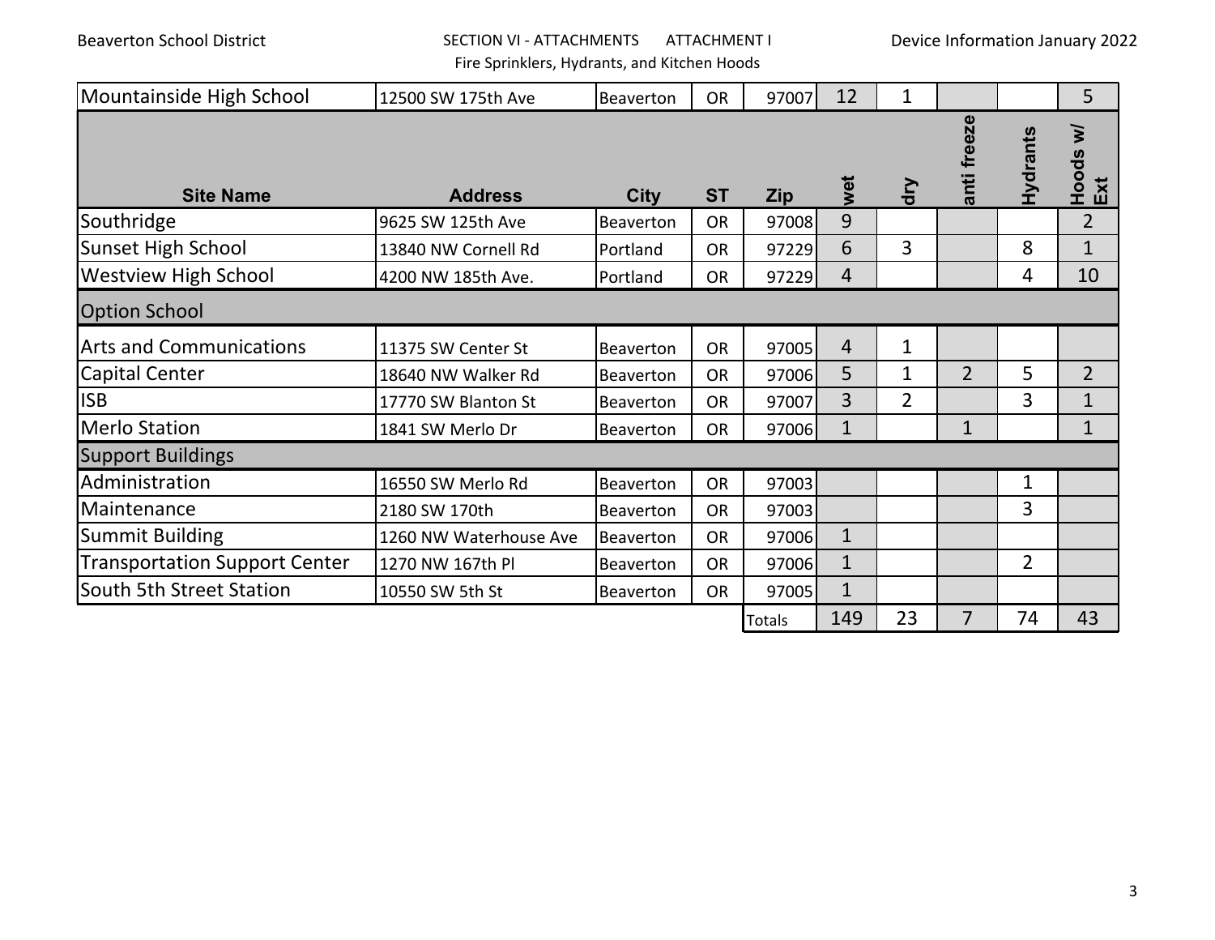| Site Name | Address | City | ST | Zip | wet | dry | anti freeze | Hydrants | Hoods w/ Ext |
|---|---|---|---|---|---|---|---|---|---|
| Mountainside High School | 12500 SW 175th Ave | Beaverton | OR | 97007 | 12 | 1 | | | 5 |
| Southridge | 9625 SW 125th Ave | Beaverton | OR | 97008 | 9 | | | | 2 |
| Sunset High School | 13840 NW Cornell Rd | Portland | OR | 97229 | 6 | 3 | | 8 | 1 |
| Westview High School | 4200 NW 185th Ave. | Portland | OR | 97229 | 4 | | | 4 | 10 |
| **Option School** | | | | | | | | | |
| Arts and Communications | 11375 SW Center St | Beaverton | OR | 97005 | 4 | 1 | | | |
| Capital Center | 18640 NW Walker Rd | Beaverton | OR | 97006 | 5 | 1 | 2 | 5 | 2 |
| ISB | 17770 SW Blanton St | Beaverton | OR | 97007 | 3 | 2 | | 3 | 1 |
| Merlo Station | 1841 SW Merlo Dr | Beaverton | OR | 97006 | 1 | | 1 | | 1 |
| **Support Buildings** | | | | | | | | | |
| Administration | 16550 SW Merlo Rd | Beaverton | OR | 97003 | | | | 1 | |
| Maintenance | 2180 SW 170th | Beaverton | OR | 97003 | | | | 3 | |
| Summit Building | 1260 NW Waterhouse Ave | Beaverton | OR | 97006 | 1 | | | | |
| Transportation Support Center | 1270 NW 167th Pl | Beaverton | OR | 97006 | 1 | | | 2 | |
| South 5th Street Station | 10550 SW 5th St | Beaverton | OR | 97005 | 1 | | | | |
| | | | | Totals | 149 | 23 | 7 | 74 | 43 |